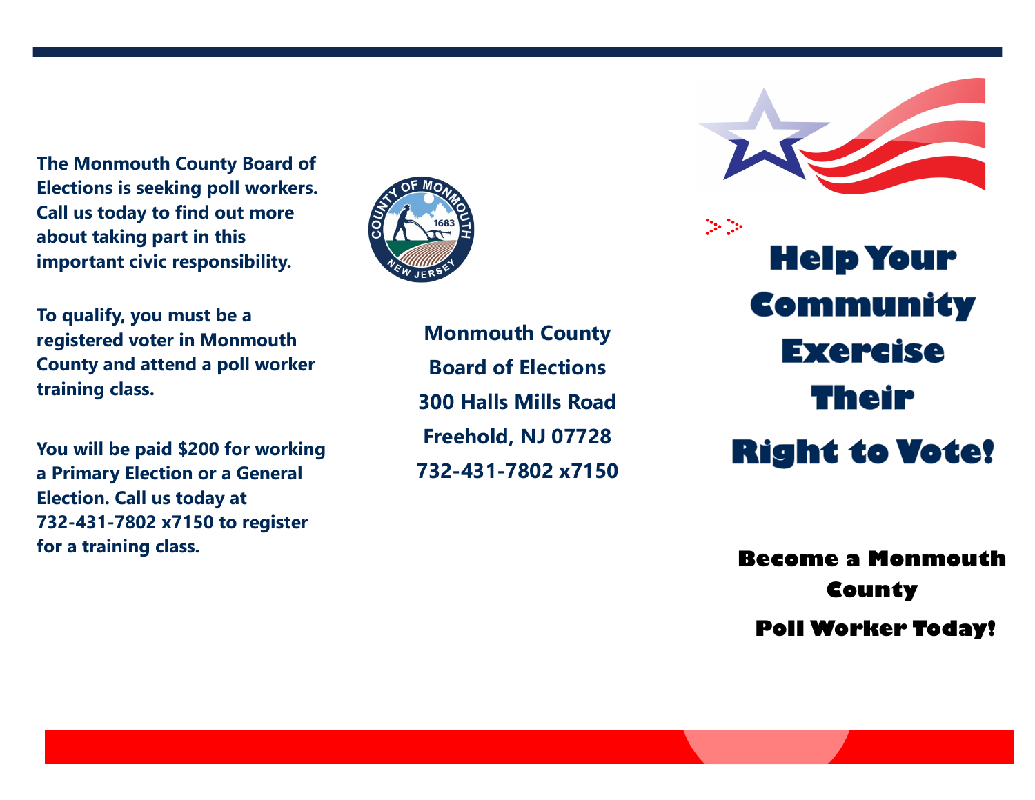The Monmouth County Board of Elections is seeking poll workers. Call us today to find out more about taking part in this important civic responsibility.

To qualify, you must be a registered voter in Monmouth County and attend a poll worker training class.

You will be paid $200 for working a Primary Election or a General Election. Call us today at 732-431-7802 x7150 to register for a training class.

**Monmouth County**
**Board of Elections**
**300 Halls Mills Road**
**Freehold, NJ 07728**
**732-431-7802 x7150**

# Help Your Community Exercise Their Right to Vote!

**Become a Monmouth County Poll Worker Today!**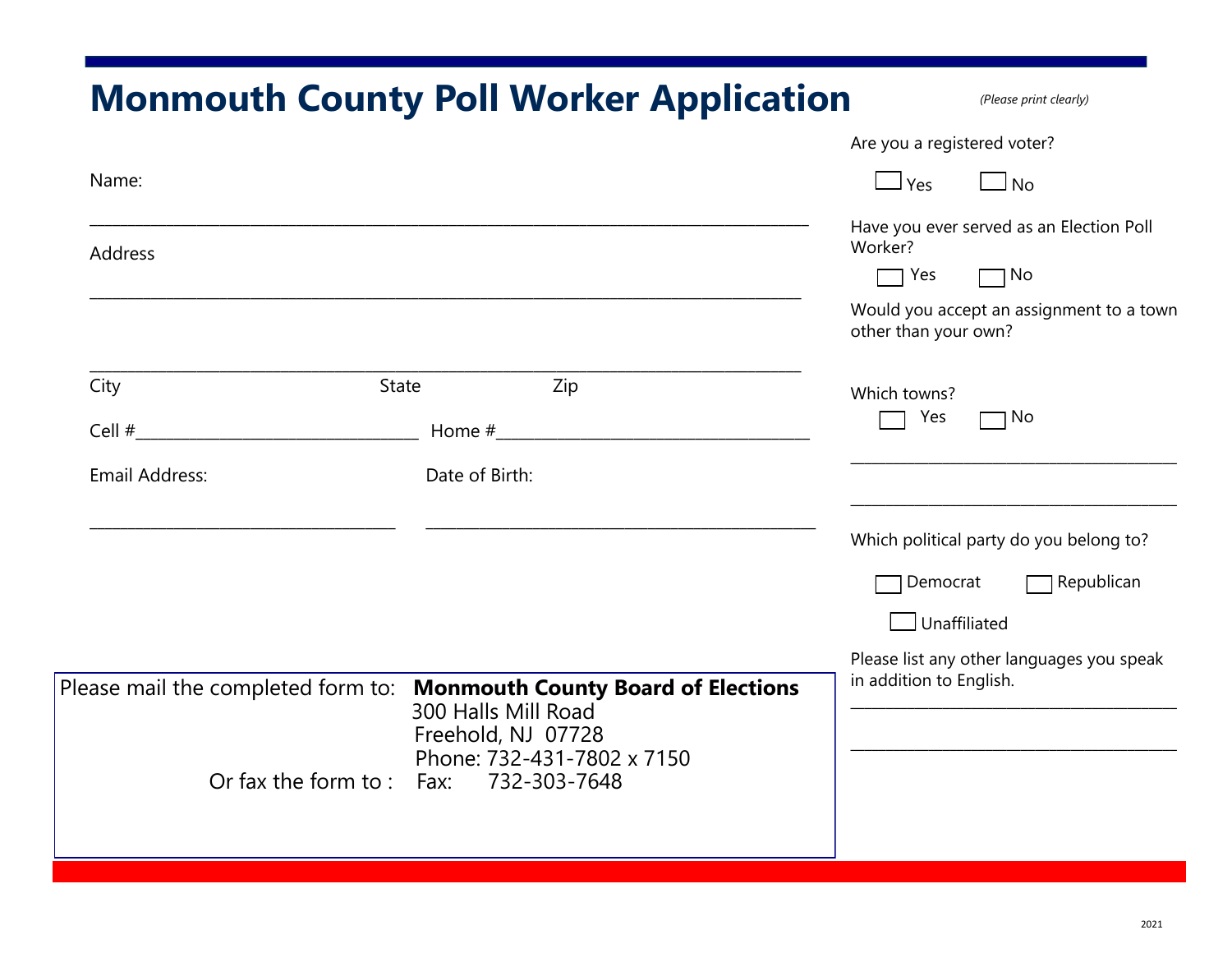# Monmouth County Poll Worker Application

*(Please print clearly)*

Name:

______________________________________________________________________

Address

______________________________________________________________________

______________________________________________________________________

City State Zip

Cell #___________________________ Home #______________________________

Email Address: Date of Birth:

_____________________________ _____________________________________

Please mail the completed form to: **Monmouth County Board of Elections**
300 Halls Mill Road
Freehold, NJ 07728
Phone: 732-431-7802 x 7150

Or fax the form to : Fax: 732-303-7648

Are you a registered voter?

☐ Yes ☐ No

Have you ever served as an Election Poll Worker?

☐ Yes ☐ No

Would you accept an assignment to a town other than your own?

Which towns?

☐ Yes ☐ No

_______________________________

_______________________________

Which political party do you belong to?

☐ Democrat ☐ Republican

☐ Unaffiliated

Please list any other languages you speak in addition to English.

_______________________________

_______________________________

2021